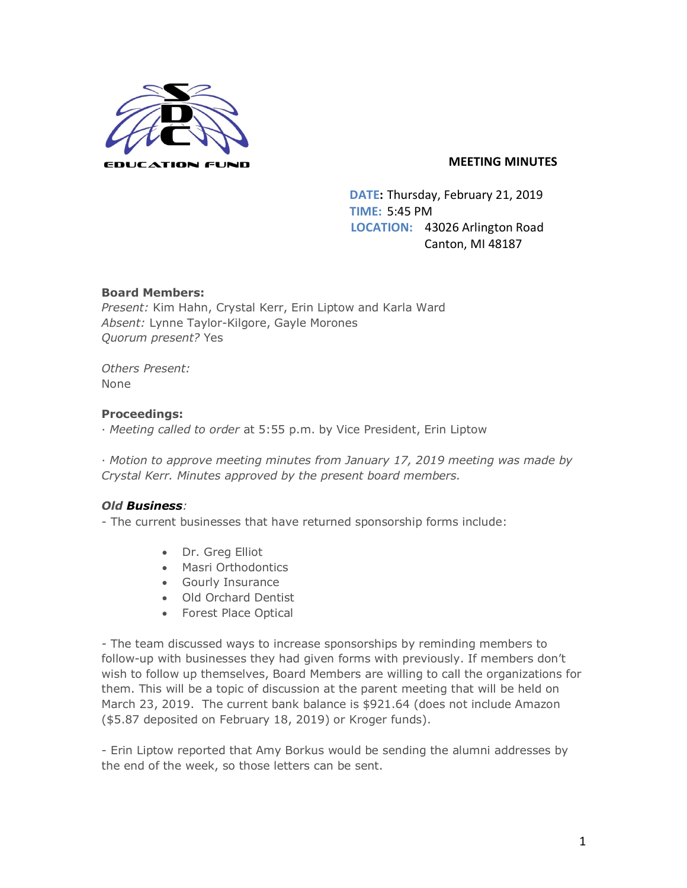SDC EDUCATION FUND

## MEETING MINUTES

**DATE:** Thursday, February 21, 2019
**TIME:** 5:45 PM
**LOCATION:** 43026 Arlington Road
Canton, MI 48187

**Board Members:**
*Present:* Kim Hahn, Crystal Kerr, Erin Liptow and Karla Ward
*Absent:* Lynne Taylor-Kilgore, Gayle Morones
*Quorum present?* Yes

*Others Present:*
None

**Proceedings:**
· *Meeting called to order* at 5:55 p.m. by Vice President, Erin Liptow

· *Motion to approve meeting minutes from January 17, 2019 meeting was made by Crystal Kerr. Minutes approved by the present board members.*

***Old Business:***
- The current businesses that have returned sponsorship forms include:

- Dr. Greg Elliot
- Masri Orthodontics
- Gourly Insurance
- Old Orchard Dentist
- Forest Place Optical

- The team discussed ways to increase sponsorships by reminding members to follow-up with businesses they had given forms with previously. If members don't wish to follow up themselves, Board Members are willing to call the organizations for them. This will be a topic of discussion at the parent meeting that will be held on March 23, 2019. The current bank balance is $921.64 (does not include Amazon ($5.87 deposited on February 18, 2019) or Kroger funds).

- Erin Liptow reported that Amy Borkus would be sending the alumni addresses by the end of the week, so those letters can be sent.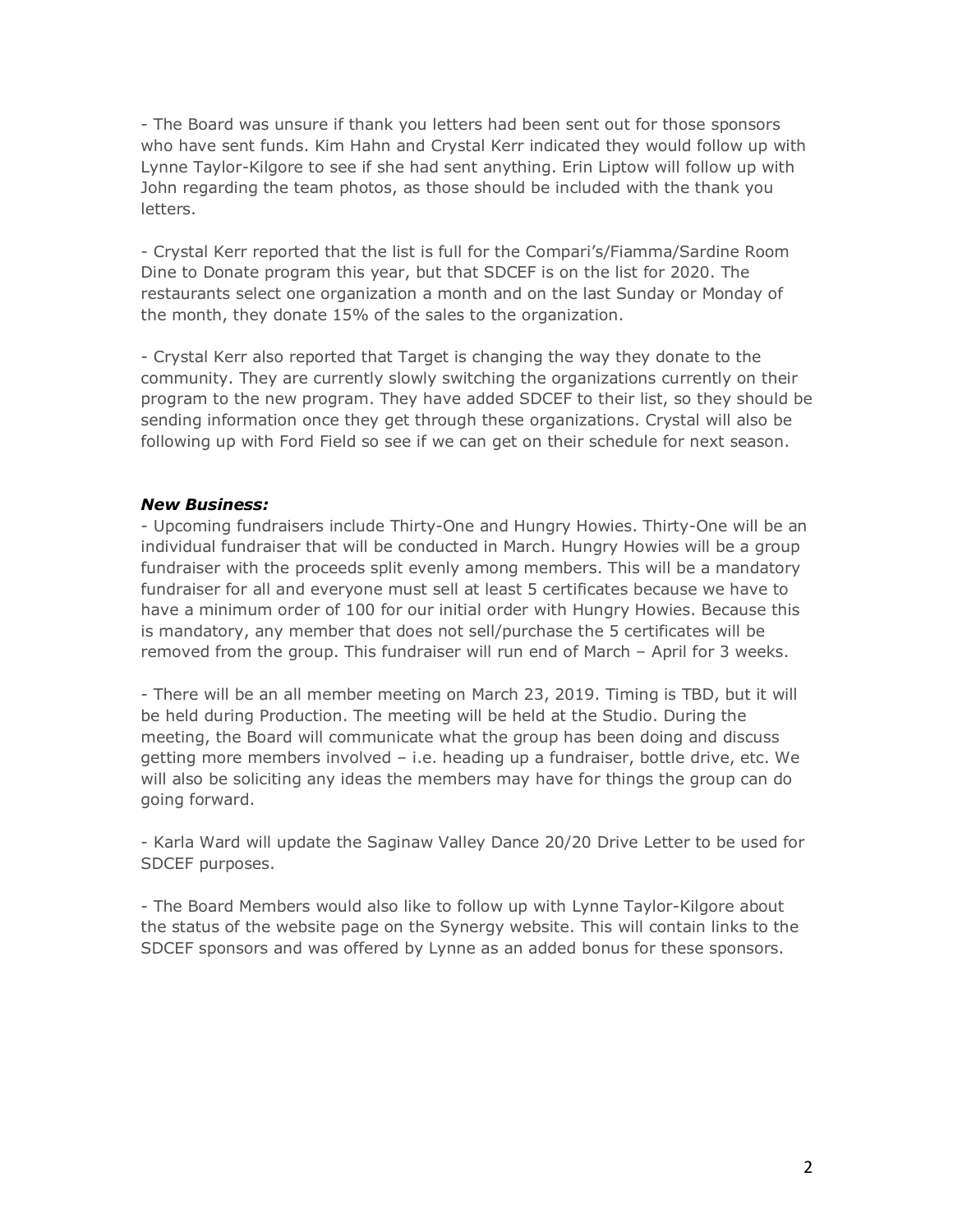- The Board was unsure if thank you letters had been sent out for those sponsors who have sent funds. Kim Hahn and Crystal Kerr indicated they would follow up with Lynne Taylor-Kilgore to see if she had sent anything. Erin Liptow will follow up with John regarding the team photos, as those should be included with the thank you letters.

- Crystal Kerr reported that the list is full for the Compari's/Fiamma/Sardine Room Dine to Donate program this year, but that SDCEF is on the list for 2020. The restaurants select one organization a month and on the last Sunday or Monday of the month, they donate 15% of the sales to the organization.

- Crystal Kerr also reported that Target is changing the way they donate to the community. They are currently slowly switching the organizations currently on their program to the new program. They have added SDCEF to their list, so they should be sending information once they get through these organizations. Crystal will also be following up with Ford Field so see if we can get on their schedule for next season.

***New Business:***

- Upcoming fundraisers include Thirty-One and Hungry Howies. Thirty-One will be an individual fundraiser that will be conducted in March. Hungry Howies will be a group fundraiser with the proceeds split evenly among members. This will be a mandatory fundraiser for all and everyone must sell at least 5 certificates because we have to have a minimum order of 100 for our initial order with Hungry Howies. Because this is mandatory, any member that does not sell/purchase the 5 certificates will be removed from the group. This fundraiser will run end of March – April for 3 weeks.

- There will be an all member meeting on March 23, 2019. Timing is TBD, but it will be held during Production. The meeting will be held at the Studio. During the meeting, the Board will communicate what the group has been doing and discuss getting more members involved – i.e. heading up a fundraiser, bottle drive, etc. We will also be soliciting any ideas the members may have for things the group can do going forward.

- Karla Ward will update the Saginaw Valley Dance 20/20 Drive Letter to be used for SDCEF purposes.

- The Board Members would also like to follow up with Lynne Taylor-Kilgore about the status of the website page on the Synergy website. This will contain links to the SDCEF sponsors and was offered by Lynne as an added bonus for these sponsors.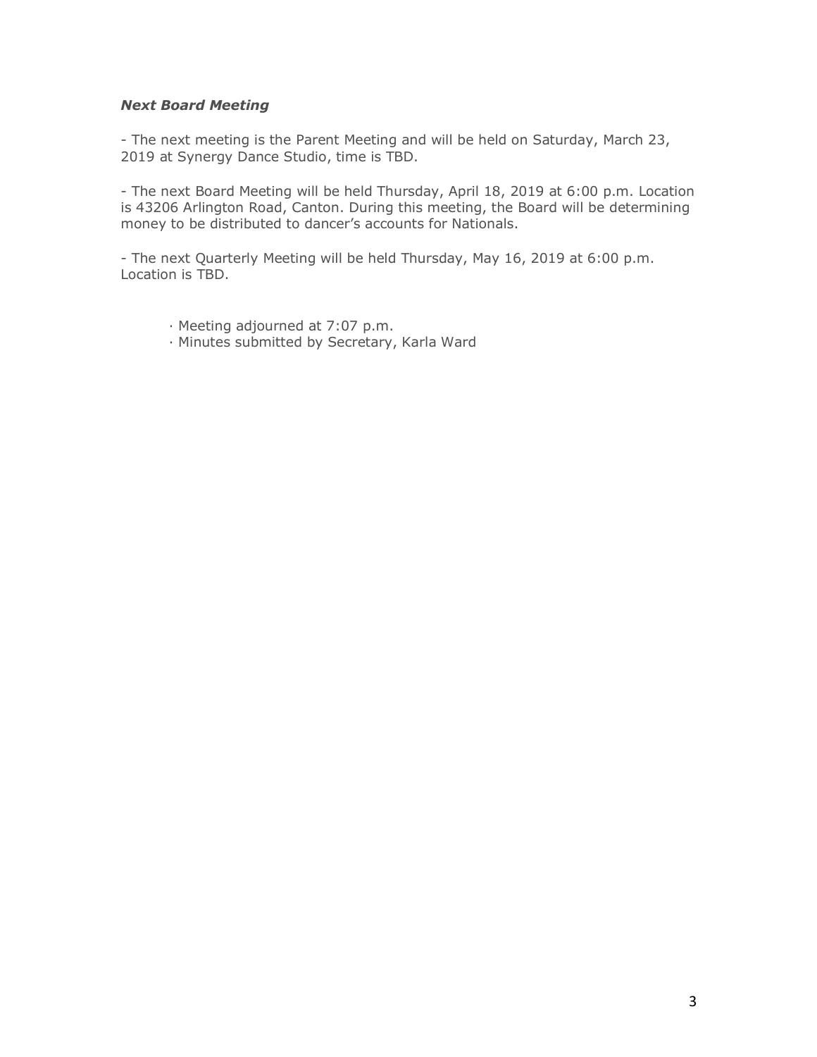### ***Next Board Meeting***

- The next meeting is the Parent Meeting and will be held on Saturday, March 23, 2019 at Synergy Dance Studio, time is TBD.

- The next Board Meeting will be held Thursday, April 18, 2019 at 6:00 p.m. Location is 43206 Arlington Road, Canton. During this meeting, the Board will be determining money to be distributed to dancer's accounts for Nationals.

- The next Quarterly Meeting will be held Thursday, May 16, 2019 at 6:00 p.m. Location is TBD.

· Meeting adjourned at 7:07 p.m.
· Minutes submitted by Secretary, Karla Ward